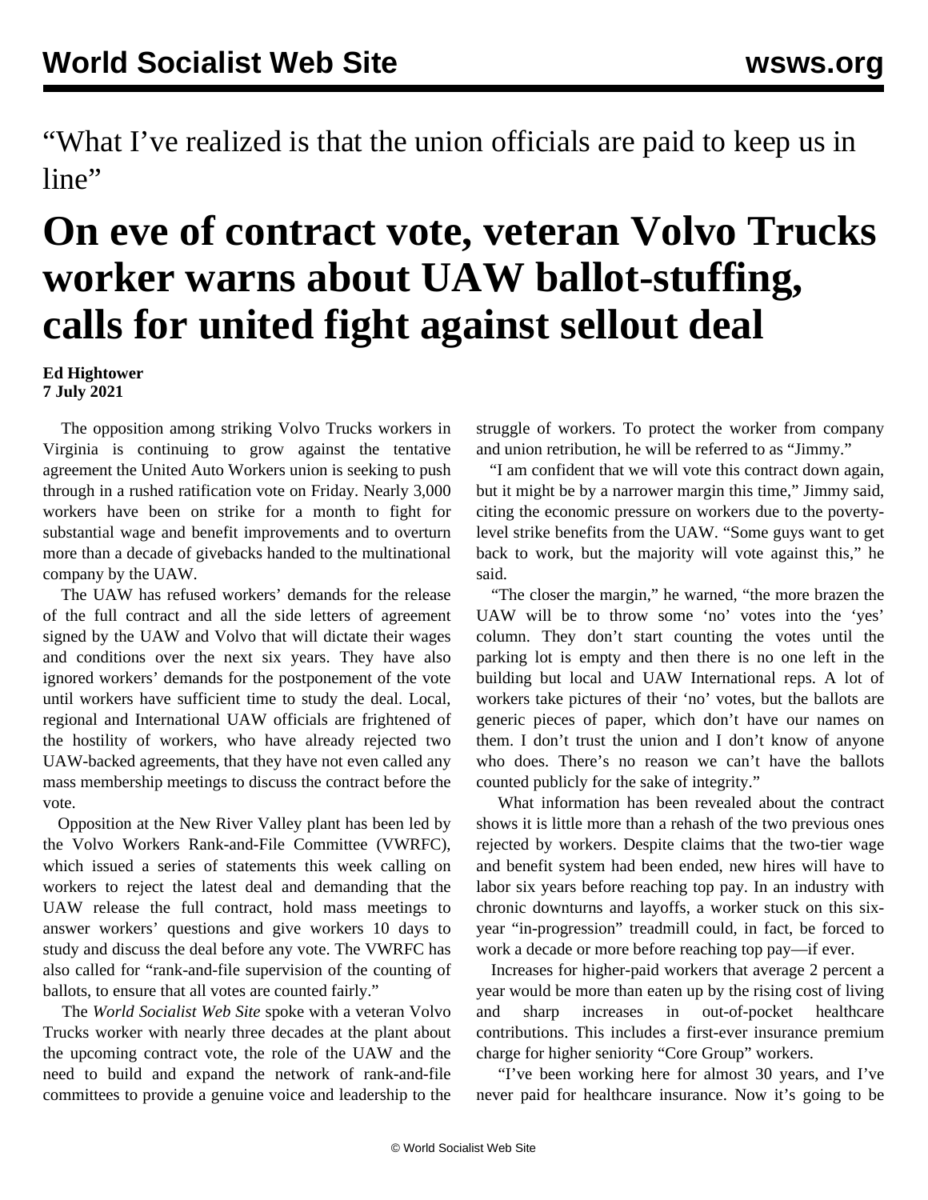"What I've realized is that the union officials are paid to keep us in line"

# On eve of contract vote, veteran Volvo Trucks worker warns about UAW ballot-stuffing, calls for united fight against sellout deal

**Ed Hightower**
**7 July 2021**

The opposition among striking Volvo Trucks workers in Virginia is continuing to grow against the tentative agreement the United Auto Workers union is seeking to push through in a rushed ratification vote on Friday. Nearly 3,000 workers have been on strike for a month to fight for substantial wage and benefit improvements and to overturn more than a decade of givebacks handed to the multinational company by the UAW.

The UAW has refused workers' demands for the release of the full contract and all the side letters of agreement signed by the UAW and Volvo that will dictate their wages and conditions over the next six years. They have also ignored workers' demands for the postponement of the vote until workers have sufficient time to study the deal. Local, regional and International UAW officials are frightened of the hostility of workers, who have already rejected two UAW-backed agreements, that they have not even called any mass membership meetings to discuss the contract before the vote.

Opposition at the New River Valley plant has been led by the Volvo Workers Rank-and-File Committee (VWRFC), which issued a series of statements this week calling on workers to reject the latest deal and demanding that the UAW release the full contract, hold mass meetings to answer workers' questions and give workers 10 days to study and discuss the deal before any vote. The VWRFC has also called for "rank-and-file supervision of the counting of ballots, to ensure that all votes are counted fairly."

The *World Socialist Web Site* spoke with a veteran Volvo Trucks worker with nearly three decades at the plant about the upcoming contract vote, the role of the UAW and the need to build and expand the network of rank-and-file committees to provide a genuine voice and leadership to the struggle of workers. To protect the worker from company and union retribution, he will be referred to as "Jimmy."

"I am confident that we will vote this contract down again, but it might be by a narrower margin this time," Jimmy said, citing the economic pressure on workers due to the poverty-level strike benefits from the UAW. "Some guys want to get back to work, but the majority will vote against this," he said.

"The closer the margin," he warned, "the more brazen the UAW will be to throw some 'no' votes into the 'yes' column. They don't start counting the votes until the parking lot is empty and then there is no one left in the building but local and UAW International reps. A lot of workers take pictures of their 'no' votes, but the ballots are generic pieces of paper, which don't have our names on them. I don't trust the union and I don't know of anyone who does. There's no reason we can't have the ballots counted publicly for the sake of integrity."

What information has been revealed about the contract shows it is little more than a rehash of the two previous ones rejected by workers. Despite claims that the two-tier wage and benefit system had been ended, new hires will have to labor six years before reaching top pay. In an industry with chronic downturns and layoffs, a worker stuck on this six-year "in-progression" treadmill could, in fact, be forced to work a decade or more before reaching top pay—if ever.

Increases for higher-paid workers that average 2 percent a year would be more than eaten up by the rising cost of living and sharp increases in out-of-pocket healthcare contributions. This includes a first-ever insurance premium charge for higher seniority "Core Group" workers.

"I've been working here for almost 30 years, and I've never paid for healthcare insurance. Now it's going to be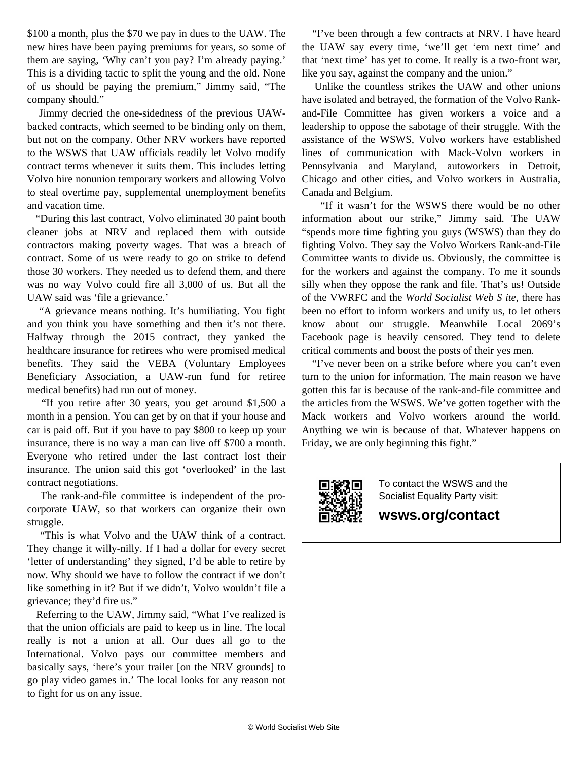$100 a month, plus the $70 we pay in dues to the UAW. The new hires have been paying premiums for years, so some of them are saying, 'Why can't you pay? I'm already paying.' This is a dividing tactic to split the young and the old. None of us should be paying the premium," Jimmy said, "The company should."

Jimmy decried the one-sidedness of the previous UAW-backed contracts, which seemed to be binding only on them, but not on the company. Other NRV workers have reported to the WSWS that UAW officials readily let Volvo modify contract terms whenever it suits them. This includes letting Volvo hire nonunion temporary workers and allowing Volvo to steal overtime pay, supplemental unemployment benefits and vacation time.

"During this last contract, Volvo eliminated 30 paint booth cleaner jobs at NRV and replaced them with outside contractors making poverty wages. That was a breach of contract. Some of us were ready to go on strike to defend those 30 workers. They needed us to defend them, and there was no way Volvo could fire all 3,000 of us. But all the UAW said was 'file a grievance.'

"A grievance means nothing. It's humiliating. You fight and you think you have something and then it's not there. Halfway through the 2015 contract, they yanked the healthcare insurance for retirees who were promised medical benefits. They said the VEBA (Voluntary Employees Beneficiary Association, a UAW-run fund for retiree medical benefits) had run out of money.

"If you retire after 30 years, you get around $1,500 a month in a pension. You can get by on that if your house and car is paid off. But if you have to pay $800 to keep up your insurance, there is no way a man can live off $700 a month. Everyone who retired under the last contract lost their insurance. The union said this got 'overlooked' in the last contract negotiations.

The rank-and-file committee is independent of the pro-corporate UAW, so that workers can organize their own struggle.

"This is what Volvo and the UAW think of a contract. They change it willy-nilly. If I had a dollar for every secret 'letter of understanding' they signed, I'd be able to retire by now. Why should we have to follow the contract if we don't like something in it? But if we didn't, Volvo wouldn't file a grievance; they'd fire us."

Referring to the UAW, Jimmy said, "What I've realized is that the union officials are paid to keep us in line. The local really is not a union at all. Our dues all go to the International. Volvo pays our committee members and basically says, 'here's your trailer [on the NRV grounds] to go play video games in.' The local looks for any reason not to fight for us on any issue.

"I've been through a few contracts at NRV. I have heard the UAW say every time, 'we'll get 'em next time' and that 'next time' has yet to come. It really is a two-front war, like you say, against the company and the union."

Unlike the countless strikes the UAW and other unions have isolated and betrayed, the formation of the Volvo Rank-and-File Committee has given workers a voice and a leadership to oppose the sabotage of their struggle. With the assistance of the WSWS, Volvo workers have established lines of communication with Mack-Volvo workers in Pennsylvania and Maryland, autoworkers in Detroit, Chicago and other cities, and Volvo workers in Australia, Canada and Belgium.

"If it wasn't for the WSWS there would be no other information about our strike," Jimmy said. The UAW "spends more time fighting you guys (WSWS) than they do fighting Volvo. They say the Volvo Workers Rank-and-File Committee wants to divide us. Obviously, the committee is for the workers and against the company. To me it sounds silly when they oppose the rank and file. That's us! Outside of the VWRFC and the *World Socialist Web S ite*, there has been no effort to inform workers and unify us, to let others know about our struggle. Meanwhile Local 2069's Facebook page is heavily censored. They tend to delete critical comments and boost the posts of their yes men.

"I've never been on a strike before where you can't even turn to the union for information. The main reason we have gotten this far is because of the rank-and-file committee and the articles from the WSWS. We've gotten together with the Mack workers and Volvo workers around the world. Anything we win is because of that. Whatever happens on Friday, we are only beginning this fight."

To contact the WSWS and the Socialist Equality Party visit:

**wsws.org/contact**